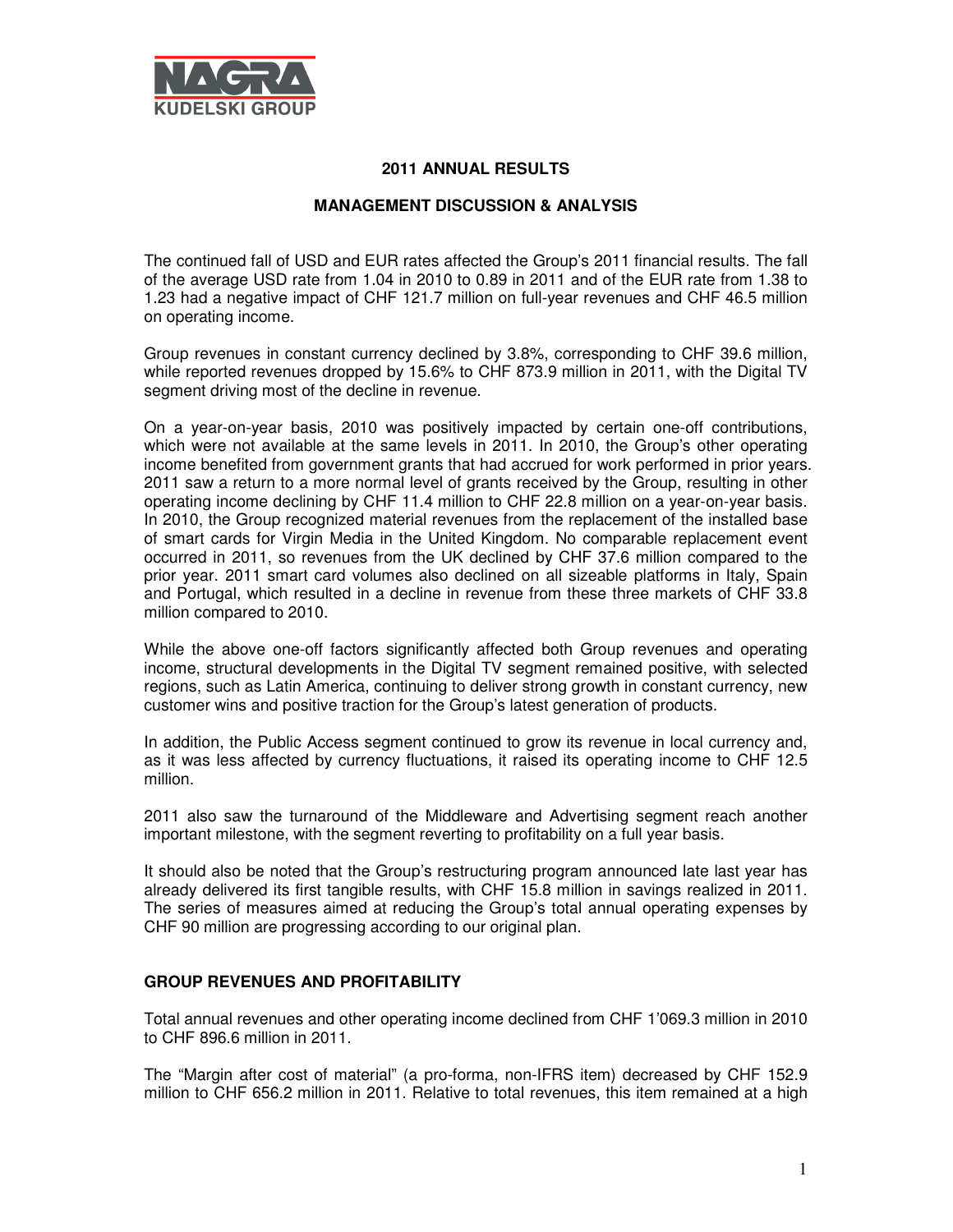**2011 ANNUAL RESULTS**

**MANAGEMENT DISCUSSION & ANALYSIS**

The continued fall of USD and EUR rates affected the Group's 2011 financial results. The fall of the average USD rate from 1.04 in 2010 to 0.89 in 2011 and of the EUR rate from 1.38 to 1.23 had a negative impact of CHF 121.7 million on full-year revenues and CHF 46.5 million on operating income.

Group revenues in constant currency declined by 3.8%, corresponding to CHF 39.6 million, while reported revenues dropped by 15.6% to CHF 873.9 million in 2011, with the Digital TV segment driving most of the decline in revenue.

On a year-on-year basis, 2010 was positively impacted by certain one-off contributions, which were not available at the same levels in 2011. In 2010, the Group's other operating income benefited from government grants that had accrued for work performed in prior years. 2011 saw a return to a more normal level of grants received by the Group, resulting in other operating income declining by CHF 11.4 million to CHF 22.8 million on a year-on-year basis. In 2010, the Group recognized material revenues from the replacement of the installed base of smart cards for Virgin Media in the United Kingdom. No comparable replacement event occurred in 2011, so revenues from the UK declined by CHF 37.6 million compared to the prior year. 2011 smart card volumes also declined on all sizeable platforms in Italy, Spain and Portugal, which resulted in a decline in revenue from these three markets of CHF 33.8 million compared to 2010.

While the above one-off factors significantly affected both Group revenues and operating income, structural developments in the Digital TV segment remained positive, with selected regions, such as Latin America, continuing to deliver strong growth in constant currency, new customer wins and positive traction for the Group's latest generation of products.

In addition, the Public Access segment continued to grow its revenue in local currency and, as it was less affected by currency fluctuations, it raised its operating income to CHF 12.5 million.

2011 also saw the turnaround of the Middleware and Advertising segment reach another important milestone, with the segment reverting to profitability on a full year basis.

It should also be noted that the Group's restructuring program announced late last year has already delivered its first tangible results, with CHF 15.8 million in savings realized in 2011. The series of measures aimed at reducing the Group's total annual operating expenses by CHF 90 million are progressing according to our original plan.

## GROUP REVENUES AND PROFITABILITY

Total annual revenues and other operating income declined from CHF 1'069.3 million in 2010 to CHF 896.6 million in 2011.

The "Margin after cost of material" (a pro-forma, non-IFRS item) decreased by CHF 152.9 million to CHF 656.2 million in 2011. Relative to total revenues, this item remained at a high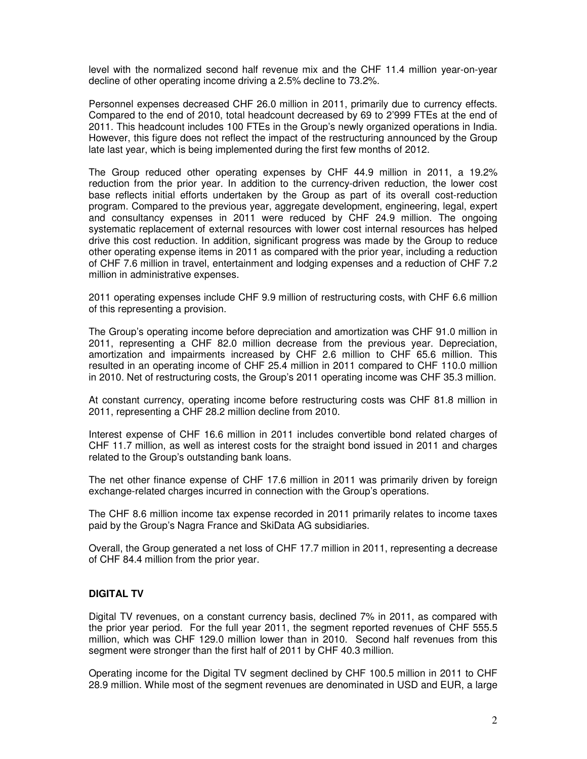level with the normalized second half revenue mix and the CHF 11.4 million year-on-year decline of other operating income driving a 2.5% decline to 73.2%.

Personnel expenses decreased CHF 26.0 million in 2011, primarily due to currency effects. Compared to the end of 2010, total headcount decreased by 69 to 2'999 FTEs at the end of 2011. This headcount includes 100 FTEs in the Group's newly organized operations in India. However, this figure does not reflect the impact of the restructuring announced by the Group late last year, which is being implemented during the first few months of 2012.

The Group reduced other operating expenses by CHF 44.9 million in 2011, a 19.2% reduction from the prior year. In addition to the currency-driven reduction, the lower cost base reflects initial efforts undertaken by the Group as part of its overall cost-reduction program. Compared to the previous year, aggregate development, engineering, legal, expert and consultancy expenses in 2011 were reduced by CHF 24.9 million. The ongoing systematic replacement of external resources with lower cost internal resources has helped drive this cost reduction. In addition, significant progress was made by the Group to reduce other operating expense items in 2011 as compared with the prior year, including a reduction of CHF 7.6 million in travel, entertainment and lodging expenses and a reduction of CHF 7.2 million in administrative expenses.

2011 operating expenses include CHF 9.9 million of restructuring costs, with CHF 6.6 million of this representing a provision.

The Group's operating income before depreciation and amortization was CHF 91.0 million in 2011, representing a CHF 82.0 million decrease from the previous year. Depreciation, amortization and impairments increased by CHF 2.6 million to CHF 65.6 million. This resulted in an operating income of CHF 25.4 million in 2011 compared to CHF 110.0 million in 2010. Net of restructuring costs, the Group's 2011 operating income was CHF 35.3 million.

At constant currency, operating income before restructuring costs was CHF 81.8 million in 2011, representing a CHF 28.2 million decline from 2010.

Interest expense of CHF 16.6 million in 2011 includes convertible bond related charges of CHF 11.7 million, as well as interest costs for the straight bond issued in 2011 and charges related to the Group's outstanding bank loans.

The net other finance expense of CHF 17.6 million in 2011 was primarily driven by foreign exchange-related charges incurred in connection with the Group's operations.

The CHF 8.6 million income tax expense recorded in 2011 primarily relates to income taxes paid by the Group's Nagra France and SkiData AG subsidiaries.

Overall, the Group generated a net loss of CHF 17.7 million in 2011, representing a decrease of CHF 84.4 million from the prior year.

## DIGITAL TV

Digital TV revenues, on a constant currency basis, declined 7% in 2011, as compared with the prior year period. For the full year 2011, the segment reported revenues of CHF 555.5 million, which was CHF 129.0 million lower than in 2010. Second half revenues from this segment were stronger than the first half of 2011 by CHF 40.3 million.

Operating income for the Digital TV segment declined by CHF 100.5 million in 2011 to CHF 28.9 million. While most of the segment revenues are denominated in USD and EUR, a large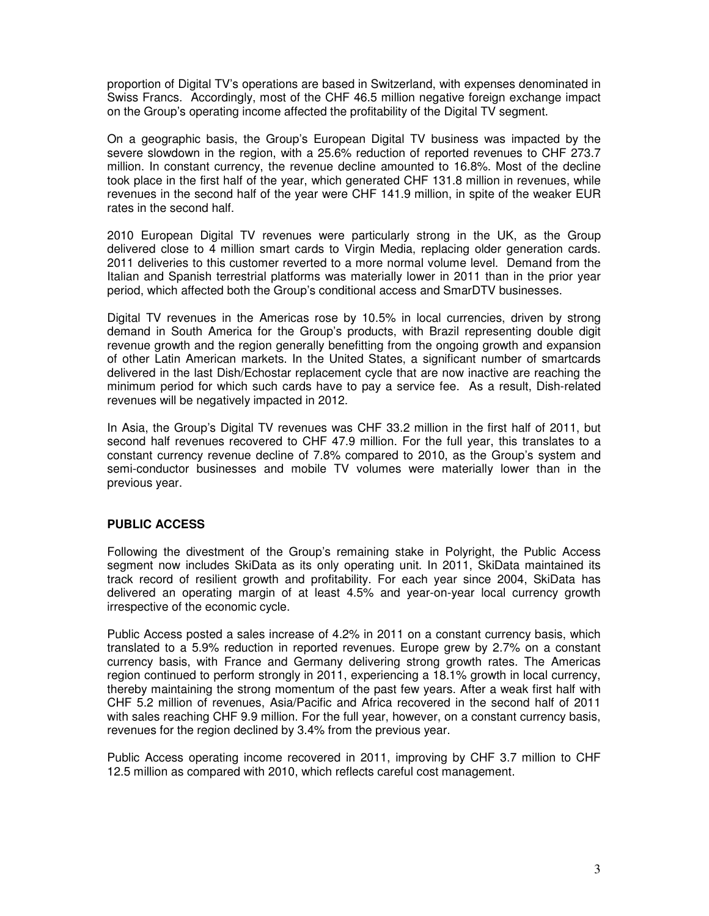proportion of Digital TV's operations are based in Switzerland, with expenses denominated in Swiss Francs. Accordingly, most of the CHF 46.5 million negative foreign exchange impact on the Group's operating income affected the profitability of the Digital TV segment.

On a geographic basis, the Group's European Digital TV business was impacted by the severe slowdown in the region, with a 25.6% reduction of reported revenues to CHF 273.7 million. In constant currency, the revenue decline amounted to 16.8%. Most of the decline took place in the first half of the year, which generated CHF 131.8 million in revenues, while revenues in the second half of the year were CHF 141.9 million, in spite of the weaker EUR rates in the second half.

2010 European Digital TV revenues were particularly strong in the UK, as the Group delivered close to 4 million smart cards to Virgin Media, replacing older generation cards. 2011 deliveries to this customer reverted to a more normal volume level. Demand from the Italian and Spanish terrestrial platforms was materially lower in 2011 than in the prior year period, which affected both the Group's conditional access and SmarDTV businesses.

Digital TV revenues in the Americas rose by 10.5% in local currencies, driven by strong demand in South America for the Group's products, with Brazil representing double digit revenue growth and the region generally benefitting from the ongoing growth and expansion of other Latin American markets. In the United States, a significant number of smartcards delivered in the last Dish/Echostar replacement cycle that are now inactive are reaching the minimum period for which such cards have to pay a service fee. As a result, Dish-related revenues will be negatively impacted in 2012.

In Asia, the Group's Digital TV revenues was CHF 33.2 million in the first half of 2011, but second half revenues recovered to CHF 47.9 million. For the full year, this translates to a constant currency revenue decline of 7.8% compared to 2010, as the Group's system and semi-conductor businesses and mobile TV volumes were materially lower than in the previous year.

## PUBLIC ACCESS

Following the divestment of the Group's remaining stake in Polyright, the Public Access segment now includes SkiData as its only operating unit. In 2011, SkiData maintained its track record of resilient growth and profitability. For each year since 2004, SkiData has delivered an operating margin of at least 4.5% and year-on-year local currency growth irrespective of the economic cycle.

Public Access posted a sales increase of 4.2% in 2011 on a constant currency basis, which translated to a 5.9% reduction in reported revenues. Europe grew by 2.7% on a constant currency basis, with France and Germany delivering strong growth rates. The Americas region continued to perform strongly in 2011, experiencing a 18.1% growth in local currency, thereby maintaining the strong momentum of the past few years. After a weak first half with CHF 5.2 million of revenues, Asia/Pacific and Africa recovered in the second half of 2011 with sales reaching CHF 9.9 million. For the full year, however, on a constant currency basis, revenues for the region declined by 3.4% from the previous year.

Public Access operating income recovered in 2011, improving by CHF 3.7 million to CHF 12.5 million as compared with 2010, which reflects careful cost management.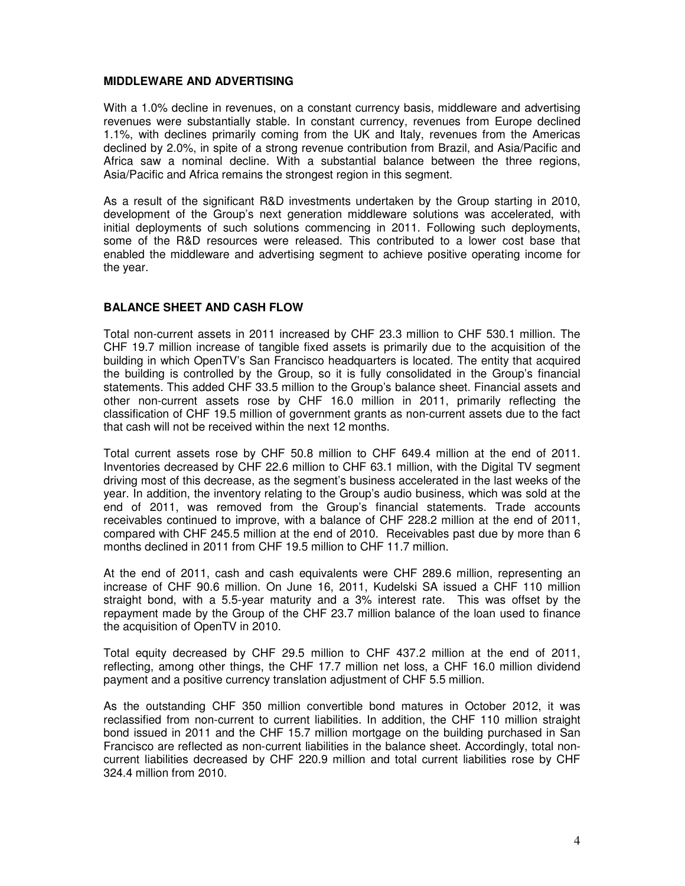## MIDDLEWARE AND ADVERTISING

With a 1.0% decline in revenues, on a constant currency basis, middleware and advertising revenues were substantially stable. In constant currency, revenues from Europe declined 1.1%, with declines primarily coming from the UK and Italy, revenues from the Americas declined by 2.0%, in spite of a strong revenue contribution from Brazil, and Asia/Pacific and Africa saw a nominal decline. With a substantial balance between the three regions, Asia/Pacific and Africa remains the strongest region in this segment.

As a result of the significant R&D investments undertaken by the Group starting in 2010, development of the Group's next generation middleware solutions was accelerated, with initial deployments of such solutions commencing in 2011. Following such deployments, some of the R&D resources were released. This contributed to a lower cost base that enabled the middleware and advertising segment to achieve positive operating income for the year.

## BALANCE SHEET AND CASH FLOW

Total non-current assets in 2011 increased by CHF 23.3 million to CHF 530.1 million. The CHF 19.7 million increase of tangible fixed assets is primarily due to the acquisition of the building in which OpenTV's San Francisco headquarters is located. The entity that acquired the building is controlled by the Group, so it is fully consolidated in the Group's financial statements. This added CHF 33.5 million to the Group's balance sheet. Financial assets and other non-current assets rose by CHF 16.0 million in 2011, primarily reflecting the classification of CHF 19.5 million of government grants as non-current assets due to the fact that cash will not be received within the next 12 months.

Total current assets rose by CHF 50.8 million to CHF 649.4 million at the end of 2011. Inventories decreased by CHF 22.6 million to CHF 63.1 million, with the Digital TV segment driving most of this decrease, as the segment's business accelerated in the last weeks of the year. In addition, the inventory relating to the Group's audio business, which was sold at the end of 2011, was removed from the Group's financial statements. Trade accounts receivables continued to improve, with a balance of CHF 228.2 million at the end of 2011, compared with CHF 245.5 million at the end of 2010. Receivables past due by more than 6 months declined in 2011 from CHF 19.5 million to CHF 11.7 million.

At the end of 2011, cash and cash equivalents were CHF 289.6 million, representing an increase of CHF 90.6 million. On June 16, 2011, Kudelski SA issued a CHF 110 million straight bond, with a 5.5-year maturity and a 3% interest rate. This was offset by the repayment made by the Group of the CHF 23.7 million balance of the loan used to finance the acquisition of OpenTV in 2010.

Total equity decreased by CHF 29.5 million to CHF 437.2 million at the end of 2011, reflecting, among other things, the CHF 17.7 million net loss, a CHF 16.0 million dividend payment and a positive currency translation adjustment of CHF 5.5 million.

As the outstanding CHF 350 million convertible bond matures in October 2012, it was reclassified from non-current to current liabilities. In addition, the CHF 110 million straight bond issued in 2011 and the CHF 15.7 million mortgage on the building purchased in San Francisco are reflected as non-current liabilities in the balance sheet. Accordingly, total non-current liabilities decreased by CHF 220.9 million and total current liabilities rose by CHF 324.4 million from 2010.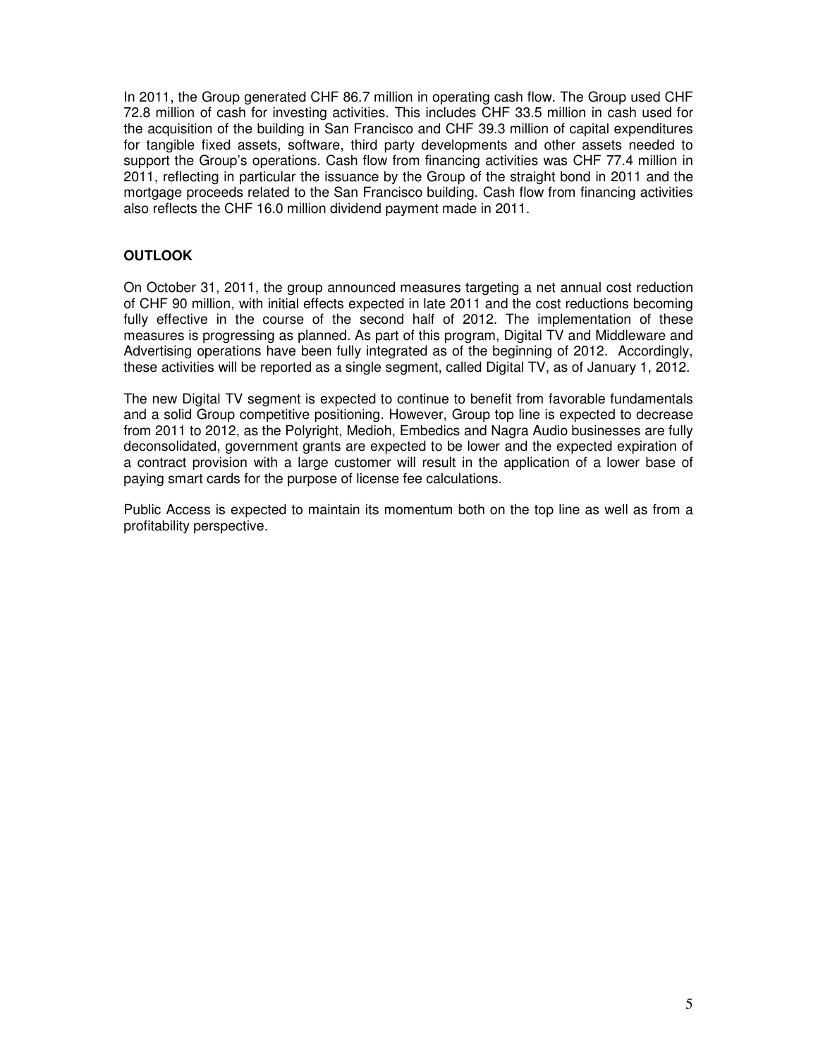In 2011, the Group generated CHF 86.7 million in operating cash flow. The Group used CHF 72.8 million of cash for investing activities. This includes CHF 33.5 million in cash used for the acquisition of the building in San Francisco and CHF 39.3 million of capital expenditures for tangible fixed assets, software, third party developments and other assets needed to support the Group's operations. Cash flow from financing activities was CHF 77.4 million in 2011, reflecting in particular the issuance by the Group of the straight bond in 2011 and the mortgage proceeds related to the San Francisco building. Cash flow from financing activities also reflects the CHF 16.0 million dividend payment made in 2011.

## OUTLOOK

On October 31, 2011, the group announced measures targeting a net annual cost reduction of CHF 90 million, with initial effects expected in late 2011 and the cost reductions becoming fully effective in the course of the second half of 2012. The implementation of these measures is progressing as planned. As part of this program, Digital TV and Middleware and Advertising operations have been fully integrated as of the beginning of 2012. Accordingly, these activities will be reported as a single segment, called Digital TV, as of January 1, 2012.

The new Digital TV segment is expected to continue to benefit from favorable fundamentals and a solid Group competitive positioning. However, Group top line is expected to decrease from 2011 to 2012, as the Polyright, Medioh, Embedics and Nagra Audio businesses are fully deconsolidated, government grants are expected to be lower and the expected expiration of a contract provision with a large customer will result in the application of a lower base of paying smart cards for the purpose of license fee calculations.

Public Access is expected to maintain its momentum both on the top line as well as from a profitability perspective.